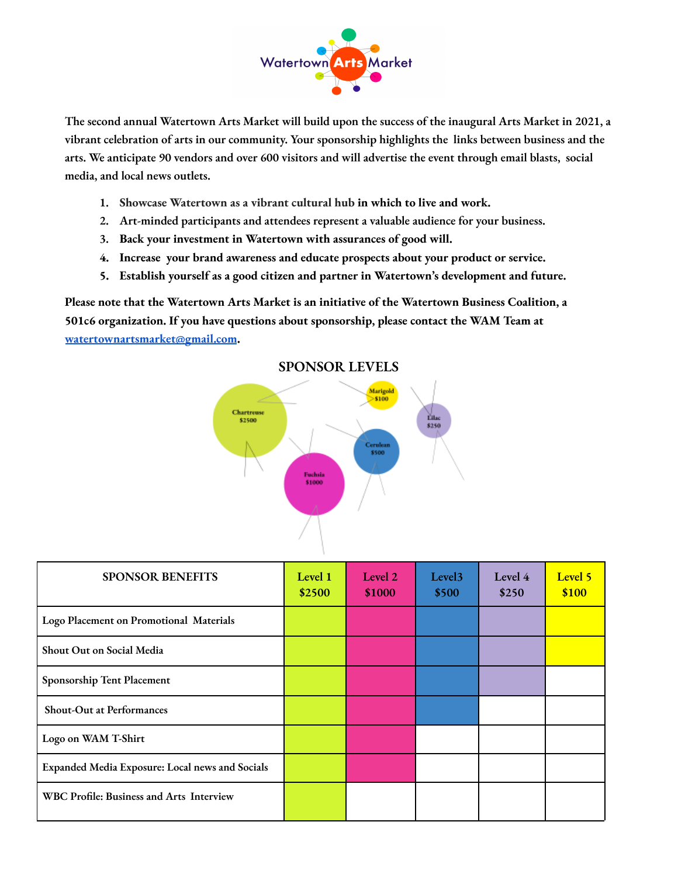Watertown Arts Market

The second annual Watertown Arts Market will build upon the success of the inaugural Arts Market in 2021, a vibrant celebration of arts in our community. Your sponsorship highlights the links between business and the arts. We anticipate 90 vendors and over 600 visitors and will advertise the event through email blasts, social media, and local news outlets.

1. Showcase Watertown as a vibrant cultural hub in which to live and work.
2. Art-minded participants and attendees represent a valuable audience for your business.
3. Back your investment in Watertown with assurances of good will.
4. Increase your brand awareness and educate prospects about your product or service.
5. Establish yourself as a good citizen and partner in Watertown's development and future.

**Please note that the Watertown Arts Market is an initiative of the Watertown Business Coalition, a 501c6 organization. If you have questions about sponsorship, please contact the WAM Team at [watertownartsmarket@gmail.com](mailto:watertownartsmarket@gmail.com).**

## SPONSOR LEVELS

Chartreuse $2500

Fuchsia $1000

Cerulean $500

Lilac $250

Marigold $100

| SPONSOR BENEFITS | Level 1 $2500 | Level 2 $1000 | Level3 $500 | Level 4 $250 | Level 5 $100 |
|---|---|---|---|---|---|
| Logo Placement on Promotional Materials | ✓ | ✓ | ✓ | ✓ | ✓ |
| Shout Out on Social Media | ✓ | ✓ | ✓ | ✓ | ✓ |
| Sponsorship Tent Placement | ✓ | ✓ | ✓ | ✓ | |
| Shout-Out at Performances | ✓ | ✓ | ✓ | | |
| Logo on WAM T-Shirt | ✓ | ✓ | | | |
| Expanded Media Exposure: Local news and Socials | ✓ | ✓ | | | |
| WBC Profile: Business and Arts Interview | ✓ | | | | |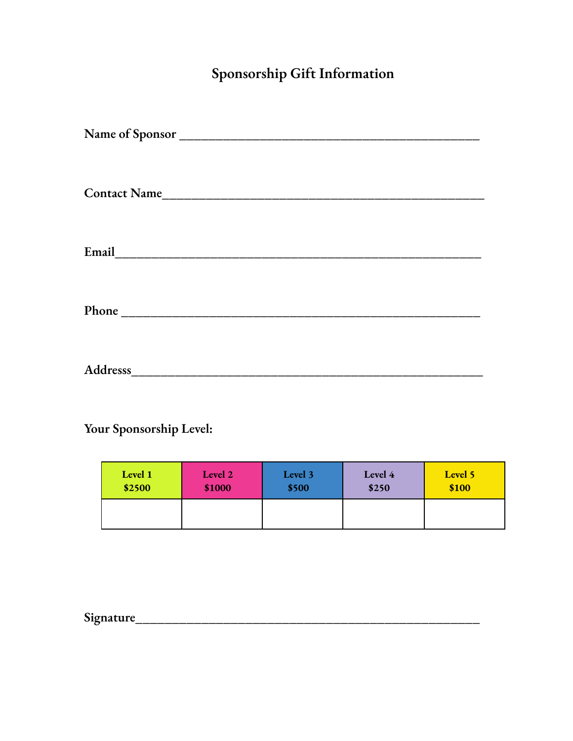# Sponsorship Gift Information

**Name of Sponsor** ______________________________________________

**Contact Name**__________________________________________________

**Email**_______________________________________________________

**Phone** _______________________________________________________

**Addresss**_____________________________________________________

**Your Sponsorship Level:**

| **Level 1 $2500** | **Level 2 $1000** | **Level 3 $500** | **Level 4 $250** | **Level 5 $100** |
|---|---|---|---|---|
| | | | | |

**Signature**____________________________________________________